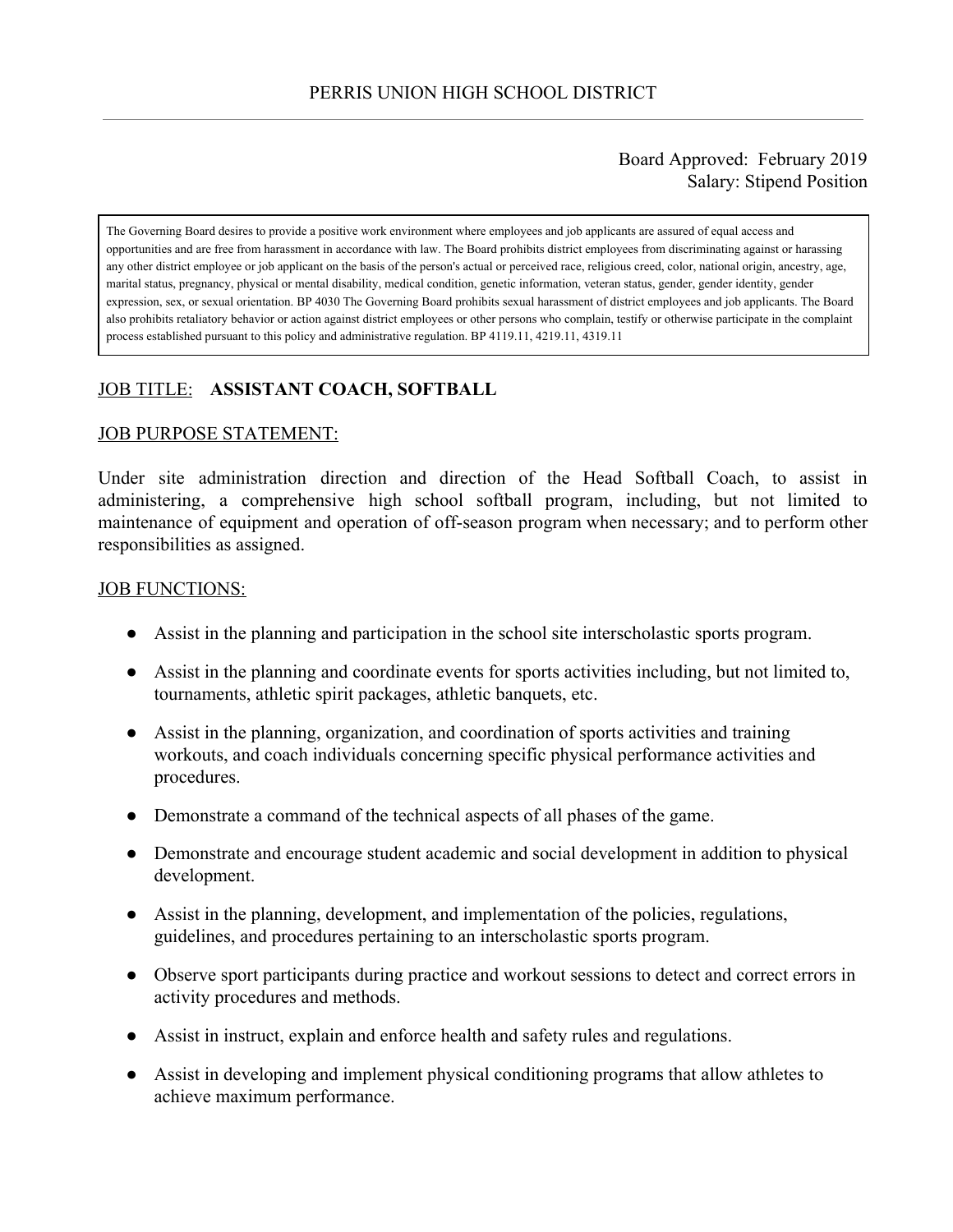# PERRIS UNION HIGH SCHOOL DISTRICT

Board Approved: February 2019
Salary: Stipend Position

> The Governing Board desires to provide a positive work environment where employees and job applicants are assured of equal access and opportunities and are free from harassment in accordance with law. The Board prohibits district employees from discriminating against or harassing any other district employee or job applicant on the basis of the person's actual or perceived race, religious creed, color, national origin, ancestry, age, marital status, pregnancy, physical or mental disability, medical condition, genetic information, veteran status, gender, gender identity, gender expression, sex, or sexual orientation. BP 4030 The Governing Board prohibits sexual harassment of district employees and job applicants. The Board also prohibits retaliatory behavior or action against district employees or other persons who complain, testify or otherwise participate in the complaint process established pursuant to this policy and administrative regulation. BP 4119.11, 4219.11, 4319.11

JOB TITLE: **ASSISTANT COACH, SOFTBALL**

JOB PURPOSE STATEMENT:

Under site administration direction and direction of the Head Softball Coach, to assist in administering, a comprehensive high school softball program, including, but not limited to maintenance of equipment and operation of off-season program when necessary; and to perform other responsibilities as assigned.

JOB FUNCTIONS:

- Assist in the planning and participation in the school site interscholastic sports program.
- Assist in the planning and coordinate events for sports activities including, but not limited to, tournaments, athletic spirit packages, athletic banquets, etc.
- Assist in the planning, organization, and coordination of sports activities and training workouts, and coach individuals concerning specific physical performance activities and procedures.
- Demonstrate a command of the technical aspects of all phases of the game.
- Demonstrate and encourage student academic and social development in addition to physical development.
- Assist in the planning, development, and implementation of the policies, regulations, guidelines, and procedures pertaining to an interscholastic sports program.
- Observe sport participants during practice and workout sessions to detect and correct errors in activity procedures and methods.
- Assist in instruct, explain and enforce health and safety rules and regulations.
- Assist in developing and implement physical conditioning programs that allow athletes to achieve maximum performance.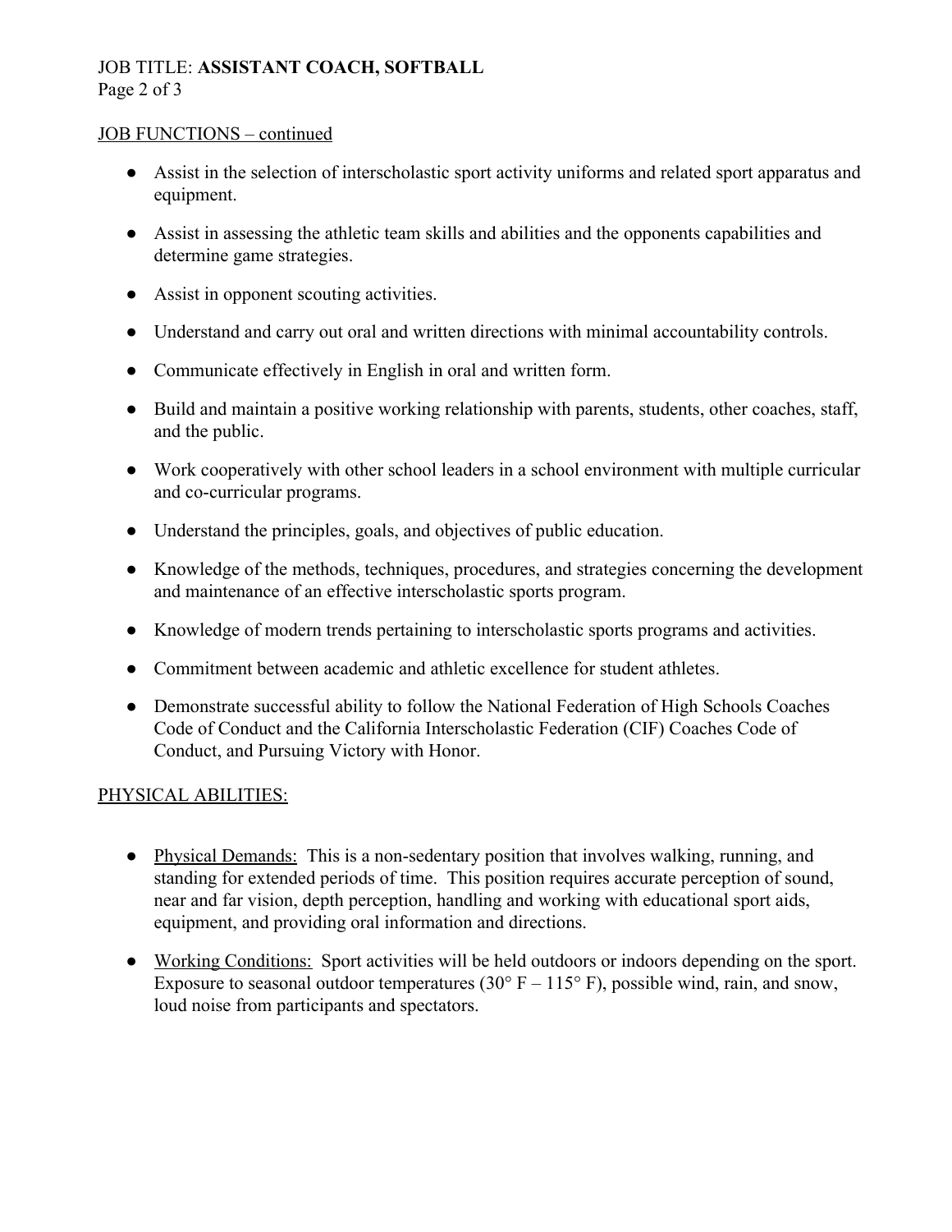## JOB FUNCTIONS – continued

- Assist in the selection of interscholastic sport activity uniforms and related sport apparatus and equipment.
- Assist in assessing the athletic team skills and abilities and the opponents capabilities and determine game strategies.
- Assist in opponent scouting activities.
- Understand and carry out oral and written directions with minimal accountability controls.
- Communicate effectively in English in oral and written form.
- Build and maintain a positive working relationship with parents, students, other coaches, staff, and the public.
- Work cooperatively with other school leaders in a school environment with multiple curricular and co-curricular programs.
- Understand the principles, goals, and objectives of public education.
- Knowledge of the methods, techniques, procedures, and strategies concerning the development and maintenance of an effective interscholastic sports program.
- Knowledge of modern trends pertaining to interscholastic sports programs and activities.
- Commitment between academic and athletic excellence for student athletes.
- Demonstrate successful ability to follow the National Federation of High Schools Coaches Code of Conduct and the California Interscholastic Federation (CIF) Coaches Code of Conduct, and Pursuing Victory with Honor.

## PHYSICAL ABILITIES:

- Physical Demands: This is a non-sedentary position that involves walking, running, and standing for extended periods of time. This position requires accurate perception of sound, near and far vision, depth perception, handling and working with educational sport aids, equipment, and providing oral information and directions.
- Working Conditions: Sport activities will be held outdoors or indoors depending on the sport. Exposure to seasonal outdoor temperatures (30° F – 115° F), possible wind, rain, and snow, loud noise from participants and spectators.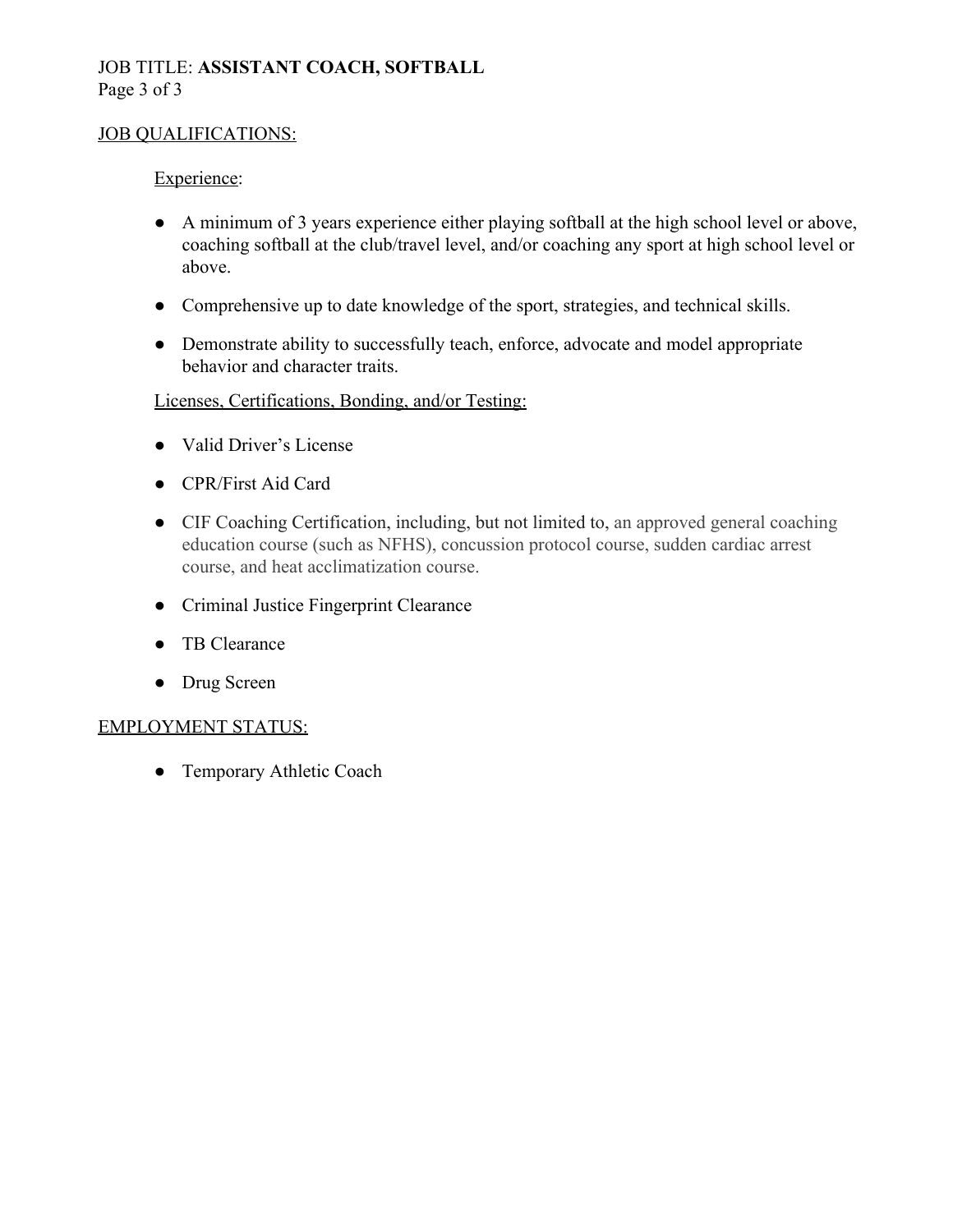## JOB QUALIFICATIONS:

### Experience:

- A minimum of 3 years experience either playing softball at the high school level or above, coaching softball at the club/travel level, and/or coaching any sport at high school level or above.
- Comprehensive up to date knowledge of the sport, strategies, and technical skills.
- Demonstrate ability to successfully teach, enforce, advocate and model appropriate behavior and character traits.

### Licenses, Certifications, Bonding, and/or Testing:

- Valid Driver's License
- CPR/First Aid Card
- CIF Coaching Certification, including, but not limited to, an approved general coaching education course (such as NFHS), concussion protocol course, sudden cardiac arrest course, and heat acclimatization course.
- Criminal Justice Fingerprint Clearance
- TB Clearance
- Drug Screen

## EMPLOYMENT STATUS:

- Temporary Athletic Coach